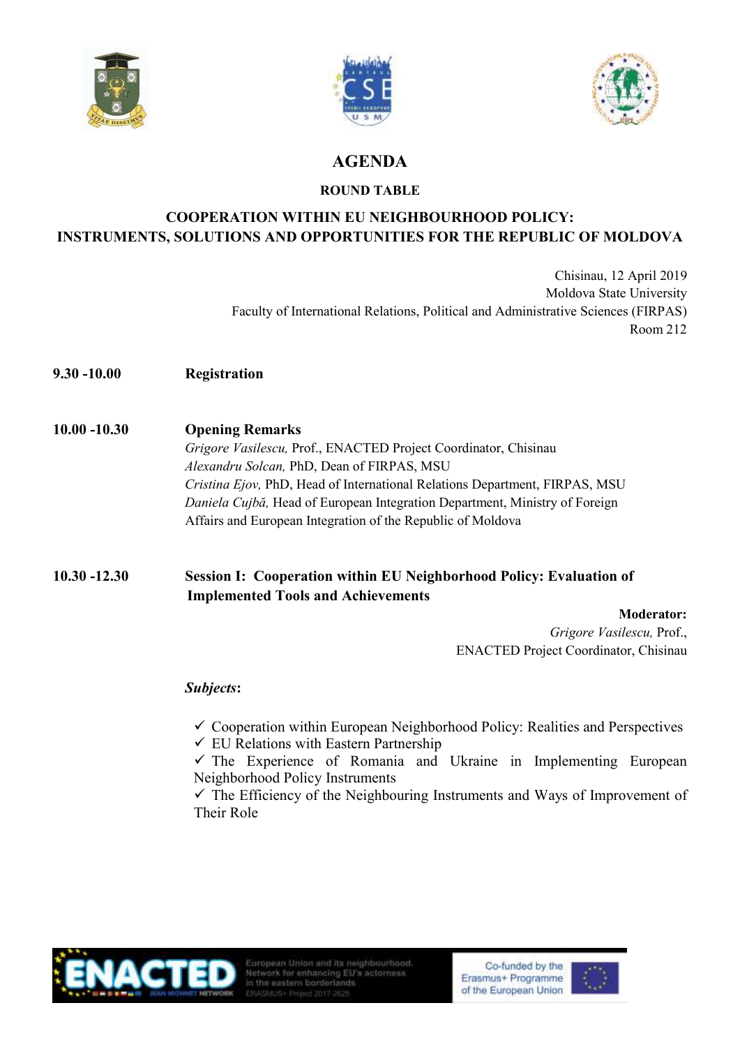# AGENDA

## ROUND TABLE

## COOPERATION WITHIN EU NEIGHBOURHOOD POLICY: INSTRUMENTS, SOLUTIONS AND OPPORTUNITIES FOR THE REPUBLIC OF MOLDOVA

Chisinau, 12 April 2019
Moldova State University
Faculty of International Relations, Political and Administrative Sciences (FIRPAS)
Room 212

**9.30 -10.00** **Registration**

**10.00 -10.30** **Opening Remarks**

*Grigore Vasilescu,* Prof., ENACTED Project Coordinator, Chisinau
*Alexandru Solcan,* PhD, Dean of FIRPAS, MSU
*Cristina Ejov,* PhD, Head of International Relations Department, FIRPAS, MSU
*Daniela Cujbă,* Head of European Integration Department, Ministry of Foreign Affairs and European Integration of the Republic of Moldova

**10.30 -12.30** **Session I: Cooperation within EU Neighborhood Policy: Evaluation of Implemented Tools and Achievements**

**Moderator:**
*Grigore Vasilescu,* Prof., ENACTED Project Coordinator, Chisinau

***Subjects*:**

- ✓ Cooperation within European Neighborhood Policy: Realities and Perspectives
- ✓ EU Relations with Eastern Partnership
- ✓ The Experience of Romania and Ukraine in Implementing European Neighborhood Policy Instruments
- ✓ The Efficiency of the Neighbouring Instruments and Ways of Improvement of Their Role

ENACTED JEAN MONNET NETWORK — European Union and its neighbourhood. Network for enhancing EU's actorness in the eastern borderlands. ERASMUS+ Project 2017-2025

Co-funded by the Erasmus+ Programme of the European Union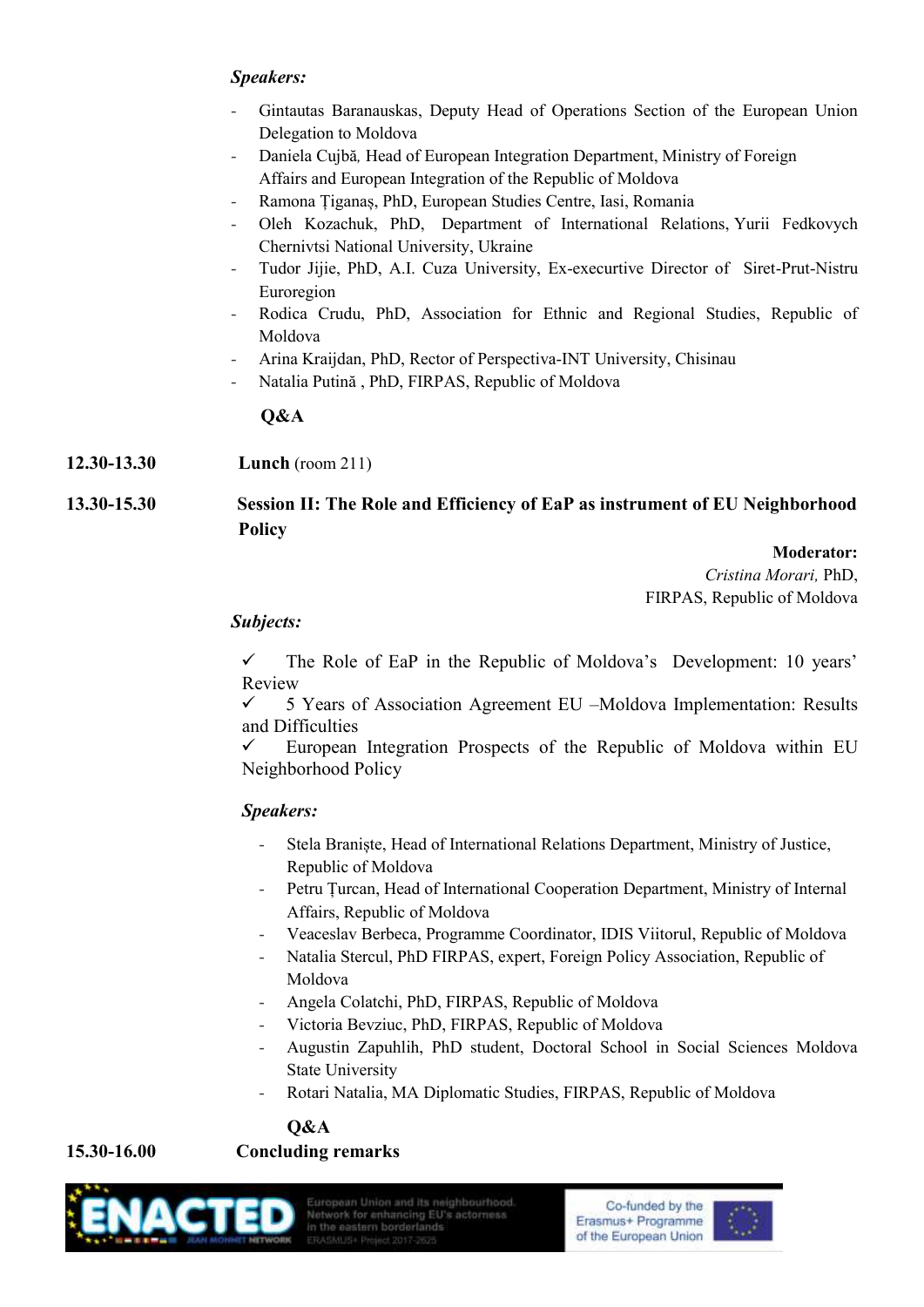***Speakers:***

- Gintautas Baranauskas, Deputy Head of Operations Section of the European Union Delegation to Moldova
- Daniela Cujbă, Head of European Integration Department, Ministry of Foreign Affairs and European Integration of the Republic of Moldova
- Ramona Ţiganaş, PhD, European Studies Centre, Iasi, Romania
- Oleh Kozachuk, PhD, Department of International Relations, Yurii Fedkovych Chernivtsi National University, Ukraine
- Tudor Jijie, PhD, A.I. Cuza University, Ex-execurtive Director of Siret-Prut-Nistru Euroregion
- Rodica Crudu, PhD, Association for Ethnic and Regional Studies, Republic of Moldova
- Arina Kraijdan, PhD, Rector of Perspectiva-INT University, Chisinau
- Natalia Putină , PhD, FIRPAS, Republic of Moldova

**Q&A**

**12.30-13.30** **Lunch** (room 211)

**13.30-15.30** **Session II: The Role and Efficiency of EaP as instrument of EU Neighborhood Policy**

**Moderator:**
*Cristina Morari,* PhD,
FIRPAS, Republic of Moldova

***Subjects:***

- ✓ The Role of EaP in the Republic of Moldova's Development: 10 years' Review
- ✓ 5 Years of Association Agreement EU –Moldova Implementation: Results and Difficulties
- ✓ European Integration Prospects of the Republic of Moldova within EU Neighborhood Policy

***Speakers:***

- Stela Braniște, Head of International Relations Department, Ministry of Justice, Republic of Moldova
- Petru Ţurcan, Head of International Cooperation Department, Ministry of Internal Affairs, Republic of Moldova
- Veaceslav Berbeca, Programme Coordinator, IDIS Viitorul, Republic of Moldova
- Natalia Stercul, PhD FIRPAS, expert, Foreign Policy Association, Republic of Moldova
- Angela Colatchi, PhD, FIRPAS, Republic of Moldova
- Victoria Bevziuc, PhD, FIRPAS, Republic of Moldova
- Augustin Zapuhlih, PhD student, Doctoral School in Social Sciences Moldova State University
- Rotari Natalia, MA Diplomatic Studies, FIRPAS, Republic of Moldova

**Q&A**

**15.30-16.00** **Concluding remarks**